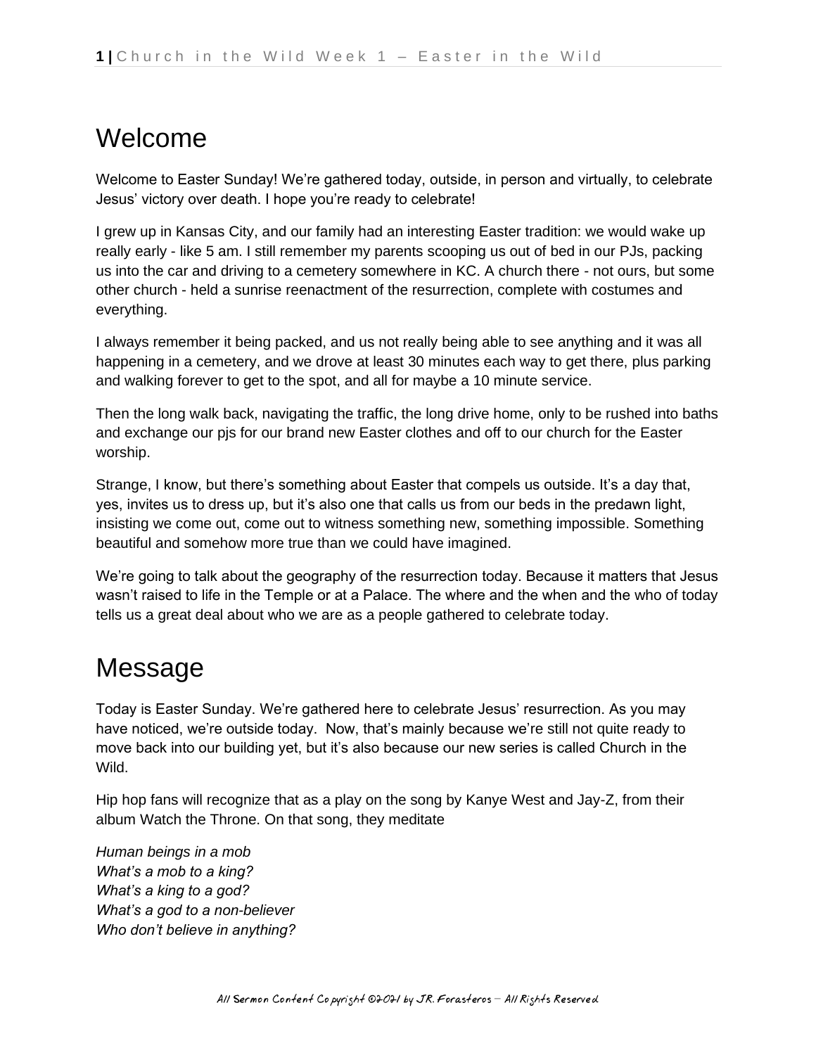# Welcome

Welcome to Easter Sunday! We're gathered today, outside, in person and virtually, to celebrate Jesus' victory over death. I hope you're ready to celebrate!

I grew up in Kansas City, and our family had an interesting Easter tradition: we would wake up really early - like 5 am. I still remember my parents scooping us out of bed in our PJs, packing us into the car and driving to a cemetery somewhere in KC. A church there - not ours, but some other church - held a sunrise reenactment of the resurrection, complete with costumes and everything.

I always remember it being packed, and us not really being able to see anything and it was all happening in a cemetery, and we drove at least 30 minutes each way to get there, plus parking and walking forever to get to the spot, and all for maybe a 10 minute service.

Then the long walk back, navigating the traffic, the long drive home, only to be rushed into baths and exchange our pjs for our brand new Easter clothes and off to our church for the Easter worship.

Strange, I know, but there's something about Easter that compels us outside. It's a day that, yes, invites us to dress up, but it's also one that calls us from our beds in the predawn light, insisting we come out, come out to witness something new, something impossible. Something beautiful and somehow more true than we could have imagined.

We're going to talk about the geography of the resurrection today. Because it matters that Jesus wasn't raised to life in the Temple or at a Palace. The where and the when and the who of today tells us a great deal about who we are as a people gathered to celebrate today.

# Message

Today is Easter Sunday. We're gathered here to celebrate Jesus' resurrection. As you may have noticed, we're outside today. Now, that's mainly because we're still not quite ready to move back into our building yet, but it's also because our new series is called Church in the Wild.

Hip hop fans will recognize that as a play on the song by Kanye West and Jay-Z, from their album Watch the Throne. On that song, they meditate

*Human beings in a mob*
*What's a mob to a king?*
*What's a king to a god?*
*What's a god to a non-believer*
*Who don't believe in anything?*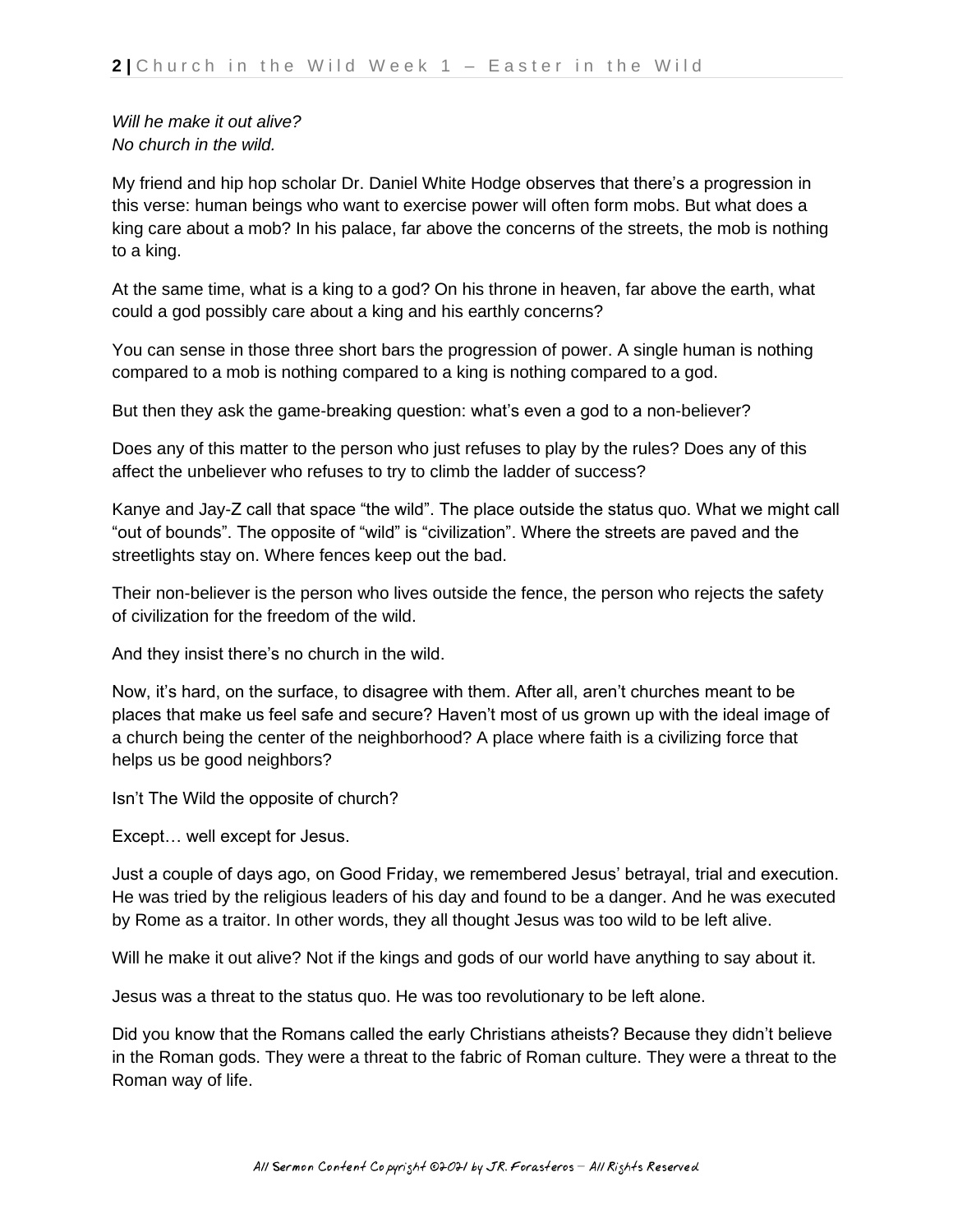*Will he make it out alive?*
*No church in the wild.*

My friend and hip hop scholar Dr. Daniel White Hodge observes that there's a progression in this verse: human beings who want to exercise power will often form mobs. But what does a king care about a mob? In his palace, far above the concerns of the streets, the mob is nothing to a king.

At the same time, what is a king to a god? On his throne in heaven, far above the earth, what could a god possibly care about a king and his earthly concerns?

You can sense in those three short bars the progression of power. A single human is nothing compared to a mob is nothing compared to a king is nothing compared to a god.

But then they ask the game-breaking question: what's even a god to a non-believer?

Does any of this matter to the person who just refuses to play by the rules? Does any of this affect the unbeliever who refuses to try to climb the ladder of success?

Kanye and Jay-Z call that space "the wild". The place outside the status quo. What we might call "out of bounds". The opposite of "wild" is "civilization". Where the streets are paved and the streetlights stay on. Where fences keep out the bad.

Their non-believer is the person who lives outside the fence, the person who rejects the safety of civilization for the freedom of the wild.

And they insist there's no church in the wild.

Now, it's hard, on the surface, to disagree with them. After all, aren't churches meant to be places that make us feel safe and secure? Haven't most of us grown up with the ideal image of a church being the center of the neighborhood? A place where faith is a civilizing force that helps us be good neighbors?

Isn't The Wild the opposite of church?

Except… well except for Jesus.

Just a couple of days ago, on Good Friday, we remembered Jesus' betrayal, trial and execution. He was tried by the religious leaders of his day and found to be a danger. And he was executed by Rome as a traitor. In other words, they all thought Jesus was too wild to be left alive.

Will he make it out alive? Not if the kings and gods of our world have anything to say about it.

Jesus was a threat to the status quo. He was too revolutionary to be left alone.

Did you know that the Romans called the early Christians atheists? Because they didn't believe in the Roman gods. They were a threat to the fabric of Roman culture. They were a threat to the Roman way of life.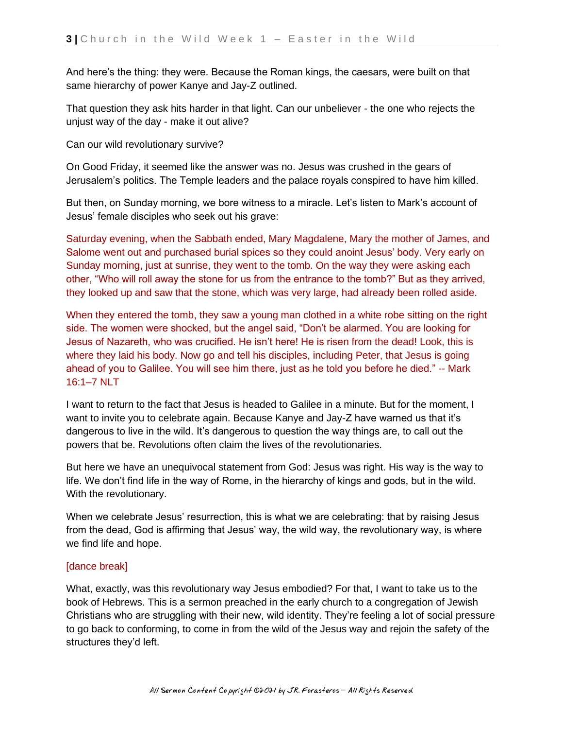And here's the thing: they were. Because the Roman kings, the caesars, were built on that same hierarchy of power Kanye and Jay-Z outlined.

That question they ask hits harder in that light. Can our unbeliever - the one who rejects the unjust way of the day - make it out alive?

Can our wild revolutionary survive?

On Good Friday, it seemed like the answer was no. Jesus was crushed in the gears of Jerusalem's politics. The Temple leaders and the palace royals conspired to have him killed.

But then, on Sunday morning, we bore witness to a miracle. Let's listen to Mark's account of Jesus' female disciples who seek out his grave:

Saturday evening, when the Sabbath ended, Mary Magdalene, Mary the mother of James, and Salome went out and purchased burial spices so they could anoint Jesus' body. Very early on Sunday morning, just at sunrise, they went to the tomb. On the way they were asking each other, "Who will roll away the stone for us from the entrance to the tomb?" But as they arrived, they looked up and saw that the stone, which was very large, had already been rolled aside.

When they entered the tomb, they saw a young man clothed in a white robe sitting on the right side. The women were shocked, but the angel said, "Don't be alarmed. You are looking for Jesus of Nazareth, who was crucified. He isn't here! He is risen from the dead! Look, this is where they laid his body. Now go and tell his disciples, including Peter, that Jesus is going ahead of you to Galilee. You will see him there, just as he told you before he died." -- Mark 16:1–7 NLT

I want to return to the fact that Jesus is headed to Galilee in a minute. But for the moment, I want to invite you to celebrate again. Because Kanye and Jay-Z have warned us that it's dangerous to live in the wild. It's dangerous to question the way things are, to call out the powers that be. Revolutions often claim the lives of the revolutionaries.

But here we have an unequivocal statement from God: Jesus was right. His way is the way to life. We don't find life in the way of Rome, in the hierarchy of kings and gods, but in the wild. With the revolutionary.

When we celebrate Jesus' resurrection, this is what we are celebrating: that by raising Jesus from the dead, God is affirming that Jesus' way, the wild way, the revolutionary way, is where we find life and hope.

[dance break]

What, exactly, was this revolutionary way Jesus embodied? For that, I want to take us to the book of Hebrews. This is a sermon preached in the early church to a congregation of Jewish Christians who are struggling with their new, wild identity. They're feeling a lot of social pressure to go back to conforming, to come in from the wild of the Jesus way and rejoin the safety of the structures they'd left.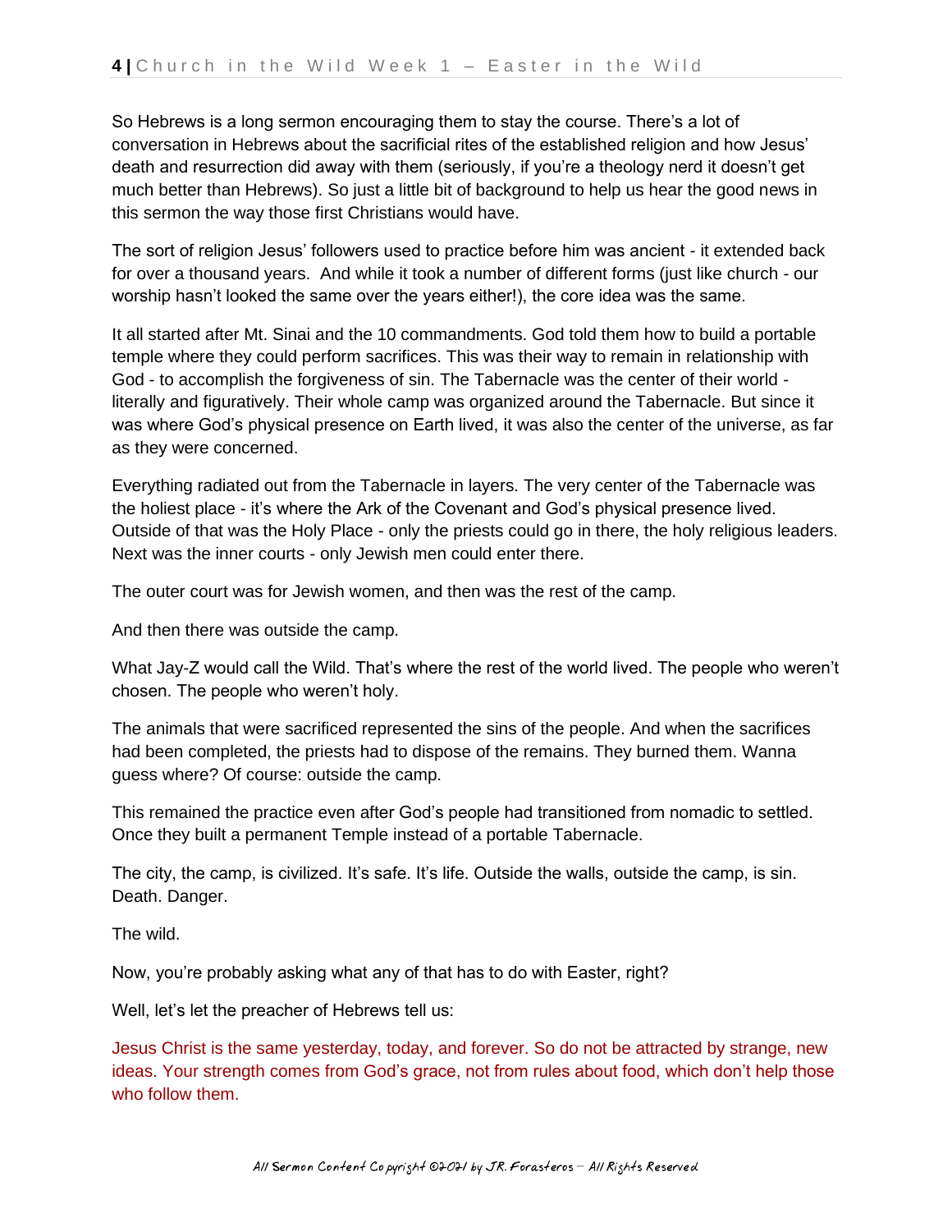So Hebrews is a long sermon encouraging them to stay the course. There's a lot of conversation in Hebrews about the sacrificial rites of the established religion and how Jesus' death and resurrection did away with them (seriously, if you're a theology nerd it doesn't get much better than Hebrews). So just a little bit of background to help us hear the good news in this sermon the way those first Christians would have.

The sort of religion Jesus' followers used to practice before him was ancient - it extended back for over a thousand years. And while it took a number of different forms (just like church - our worship hasn't looked the same over the years either!), the core idea was the same.

It all started after Mt. Sinai and the 10 commandments. God told them how to build a portable temple where they could perform sacrifices. This was their way to remain in relationship with God - to accomplish the forgiveness of sin. The Tabernacle was the center of their world - literally and figuratively. Their whole camp was organized around the Tabernacle. But since it was where God's physical presence on Earth lived, it was also the center of the universe, as far as they were concerned.

Everything radiated out from the Tabernacle in layers. The very center of the Tabernacle was the holiest place - it's where the Ark of the Covenant and God's physical presence lived. Outside of that was the Holy Place - only the priests could go in there, the holy religious leaders. Next was the inner courts - only Jewish men could enter there.

The outer court was for Jewish women, and then was the rest of the camp.

And then there was outside the camp.

What Jay-Z would call the Wild. That's where the rest of the world lived. The people who weren't chosen. The people who weren't holy.

The animals that were sacrificed represented the sins of the people. And when the sacrifices had been completed, the priests had to dispose of the remains. They burned them. Wanna guess where? Of course: outside the camp.

This remained the practice even after God's people had transitioned from nomadic to settled. Once they built a permanent Temple instead of a portable Tabernacle.

The city, the camp, is civilized. It's safe. It's life. Outside the walls, outside the camp, is sin. Death. Danger.

The wild.

Now, you're probably asking what any of that has to do with Easter, right?

Well, let's let the preacher of Hebrews tell us:

Jesus Christ is the same yesterday, today, and forever. So do not be attracted by strange, new ideas. Your strength comes from God's grace, not from rules about food, which don't help those who follow them.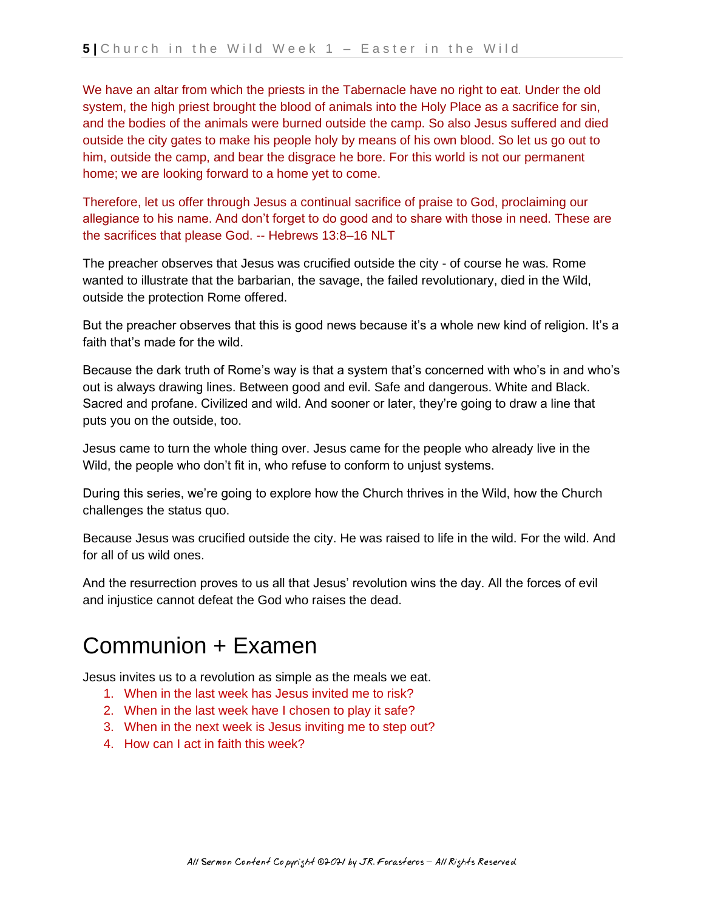We have an altar from which the priests in the Tabernacle have no right to eat. Under the old system, the high priest brought the blood of animals into the Holy Place as a sacrifice for sin, and the bodies of the animals were burned outside the camp. So also Jesus suffered and died outside the city gates to make his people holy by means of his own blood. So let us go out to him, outside the camp, and bear the disgrace he bore. For this world is not our permanent home; we are looking forward to a home yet to come.

Therefore, let us offer through Jesus a continual sacrifice of praise to God, proclaiming our allegiance to his name. And don't forget to do good and to share with those in need. These are the sacrifices that please God. -- Hebrews 13:8–16 NLT

The preacher observes that Jesus was crucified outside the city - of course he was. Rome wanted to illustrate that the barbarian, the savage, the failed revolutionary, died in the Wild, outside the protection Rome offered.

But the preacher observes that this is good news because it's a whole new kind of religion. It's a faith that's made for the wild.

Because the dark truth of Rome's way is that a system that's concerned with who's in and who's out is always drawing lines. Between good and evil. Safe and dangerous. White and Black. Sacred and profane. Civilized and wild. And sooner or later, they're going to draw a line that puts you on the outside, too.

Jesus came to turn the whole thing over. Jesus came for the people who already live in the Wild, the people who don't fit in, who refuse to conform to unjust systems.

During this series, we're going to explore how the Church thrives in the Wild, how the Church challenges the status quo.

Because Jesus was crucified outside the city. He was raised to life in the wild. For the wild. And for all of us wild ones.

And the resurrection proves to us all that Jesus' revolution wins the day. All the forces of evil and injustice cannot defeat the God who raises the dead.

# Communion + Examen

Jesus invites us to a revolution as simple as the meals we eat.

1. When in the last week has Jesus invited me to risk?
2. When in the last week have I chosen to play it safe?
3. When in the next week is Jesus inviting me to step out?
4. How can I act in faith this week?

All Sermon Content Copyright ©2021 by J.R. Forasteros – All Rights Reserved